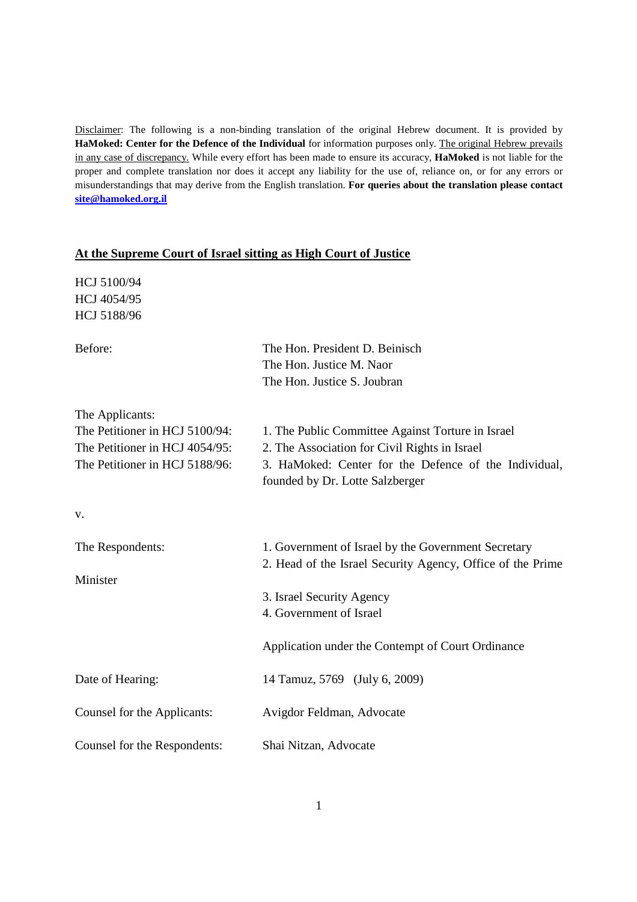Disclaimer: The following is a non-binding translation of the original Hebrew document. It is provided by **HaMoked: Center for the Defence of the Individual** for information purposes only. The original Hebrew prevails in any case of discrepancy. While every effort has been made to ensure its accuracy, **HaMoked** is not liable for the proper and complete translation nor does it accept any liability for the use of, reliance on, or for any errors or misunderstandings that may derive from the English translation. **For queries about the translation please contact site@hamoked.org.il**

## At the Supreme Court of Israel sitting as High Court of Justice

HCJ 5100/94
HCJ 4054/95
HCJ 5188/96

| | |
|---|---|
| Before: | The Hon. President D. Beinisch<br>The Hon. Justice M. Naor<br>The Hon. Justice S. Joubran |
| The Applicants: | |
| The Petitioner in HCJ 5100/94: | 1. The Public Committee Against Torture in Israel |
| The Petitioner in HCJ 4054/95: | 2. The Association for Civil Rights in Israel |
| The Petitioner in HCJ 5188/96: | 3. HaMoked: Center for the Defence of the Individual, founded by Dr. Lotte Salzberger |

v.

| | |
|---|---|
| The Respondents: | 1. Government of Israel by the Government Secretary<br>2. Head of the Israel Security Agency, Office of the Prime Minister<br>3. Israel Security Agency<br>4. Government of Israel |
| | Application under the Contempt of Court Ordinance |
| Date of Hearing: | 14 Tamuz, 5769 (July 6, 2009) |
| Counsel for the Applicants: | Avigdor Feldman, Advocate |
| Counsel for the Respondents: | Shai Nitzan, Advocate |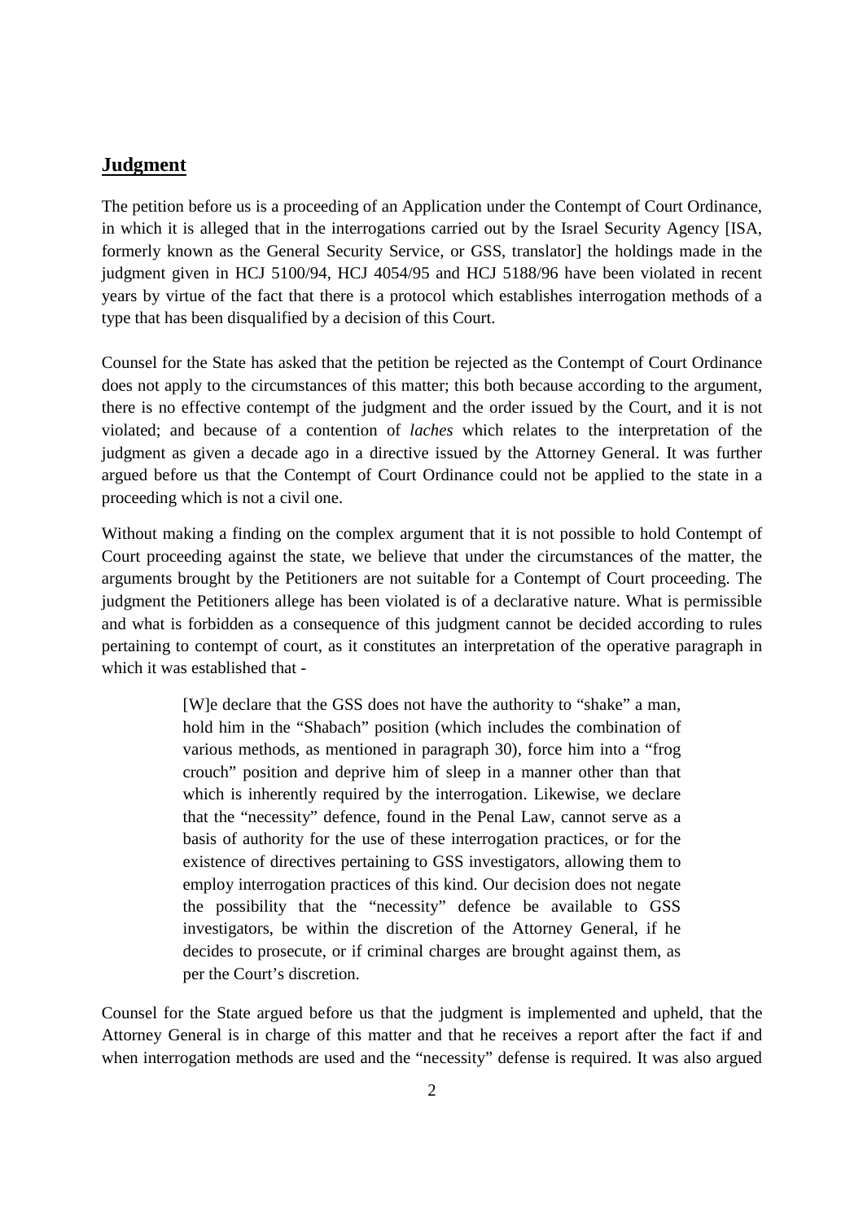## **Judgment**

The petition before us is a proceeding of an Application under the Contempt of Court Ordinance, in which it is alleged that in the interrogations carried out by the Israel Security Agency [ISA, formerly known as the General Security Service, or GSS, translator] the holdings made in the judgment given in HCJ 5100/94, HCJ 4054/95 and HCJ 5188/96 have been violated in recent years by virtue of the fact that there is a protocol which establishes interrogation methods of a type that has been disqualified by a decision of this Court.

Counsel for the State has asked that the petition be rejected as the Contempt of Court Ordinance does not apply to the circumstances of this matter; this both because according to the argument, there is no effective contempt of the judgment and the order issued by the Court, and it is not violated; and because of a contention of *laches* which relates to the interpretation of the judgment as given a decade ago in a directive issued by the Attorney General. It was further argued before us that the Contempt of Court Ordinance could not be applied to the state in a proceeding which is not a civil one.

Without making a finding on the complex argument that it is not possible to hold Contempt of Court proceeding against the state, we believe that under the circumstances of the matter, the arguments brought by the Petitioners are not suitable for a Contempt of Court proceeding. The judgment the Petitioners allege has been violated is of a declarative nature. What is permissible and what is forbidden as a consequence of this judgment cannot be decided according to rules pertaining to contempt of court, as it constitutes an interpretation of the operative paragraph in which it was established that -

> [W]e declare that the GSS does not have the authority to "shake" a man, hold him in the "Shabach" position (which includes the combination of various methods, as mentioned in paragraph 30), force him into a "frog crouch" position and deprive him of sleep in a manner other than that which is inherently required by the interrogation. Likewise, we declare that the "necessity" defence, found in the Penal Law, cannot serve as a basis of authority for the use of these interrogation practices, or for the existence of directives pertaining to GSS investigators, allowing them to employ interrogation practices of this kind. Our decision does not negate the possibility that the "necessity" defence be available to GSS investigators, be within the discretion of the Attorney General, if he decides to prosecute, or if criminal charges are brought against them, as per the Court's discretion.

Counsel for the State argued before us that the judgment is implemented and upheld, that the Attorney General is in charge of this matter and that he receives a report after the fact if and when interrogation methods are used and the "necessity" defense is required. It was also argued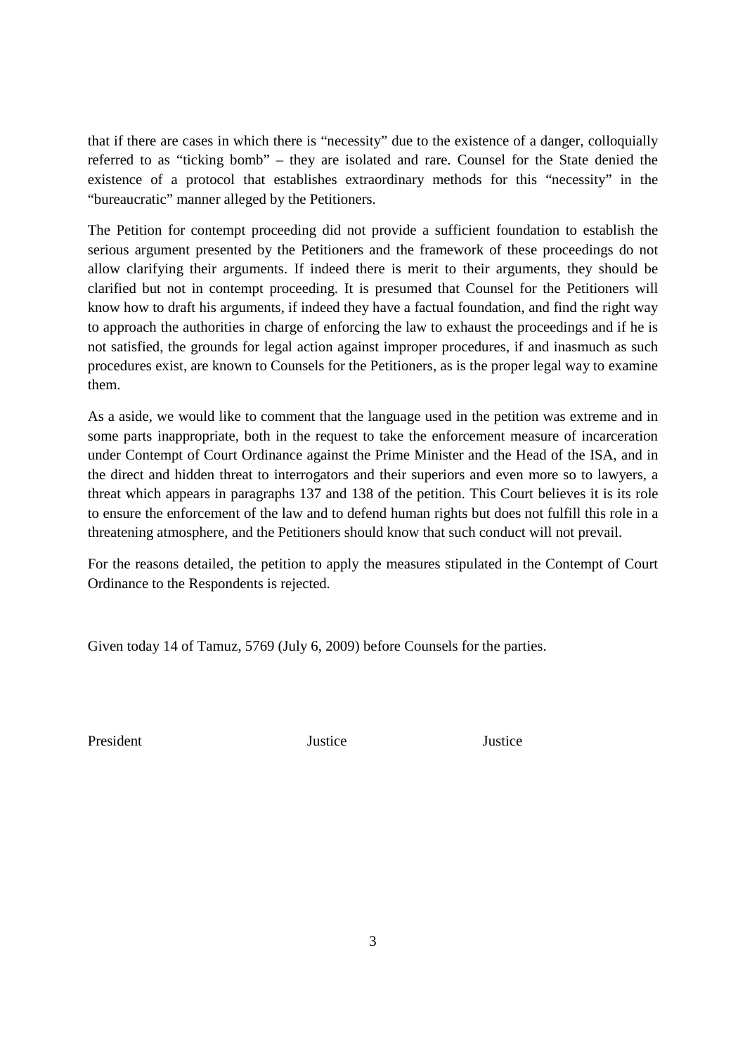that if there are cases in which there is "necessity" due to the existence of a danger, colloquially referred to as "ticking bomb" – they are isolated and rare. Counsel for the State denied the existence of a protocol that establishes extraordinary methods for this "necessity" in the "bureaucratic" manner alleged by the Petitioners.

The Petition for contempt proceeding did not provide a sufficient foundation to establish the serious argument presented by the Petitioners and the framework of these proceedings do not allow clarifying their arguments. If indeed there is merit to their arguments, they should be clarified but not in contempt proceeding. It is presumed that Counsel for the Petitioners will know how to draft his arguments, if indeed they have a factual foundation, and find the right way to approach the authorities in charge of enforcing the law to exhaust the proceedings and if he is not satisfied, the grounds for legal action against improper procedures, if and inasmuch as such procedures exist, are known to Counsels for the Petitioners, as is the proper legal way to examine them.

As a aside, we would like to comment that the language used in the petition was extreme and in some parts inappropriate, both in the request to take the enforcement measure of incarceration under Contempt of Court Ordinance against the Prime Minister and the Head of the ISA, and in the direct and hidden threat to interrogators and their superiors and even more so to lawyers, a threat which appears in paragraphs 137 and 138 of the petition. This Court believes it is its role to ensure the enforcement of the law and to defend human rights but does not fulfill this role in a threatening atmosphere, and the Petitioners should know that such conduct will not prevail.

For the reasons detailed, the petition to apply the measures stipulated in the Contempt of Court Ordinance to the Respondents is rejected.

Given today 14 of Tamuz, 5769 (July 6, 2009) before Counsels for the parties.

President Justice Justice